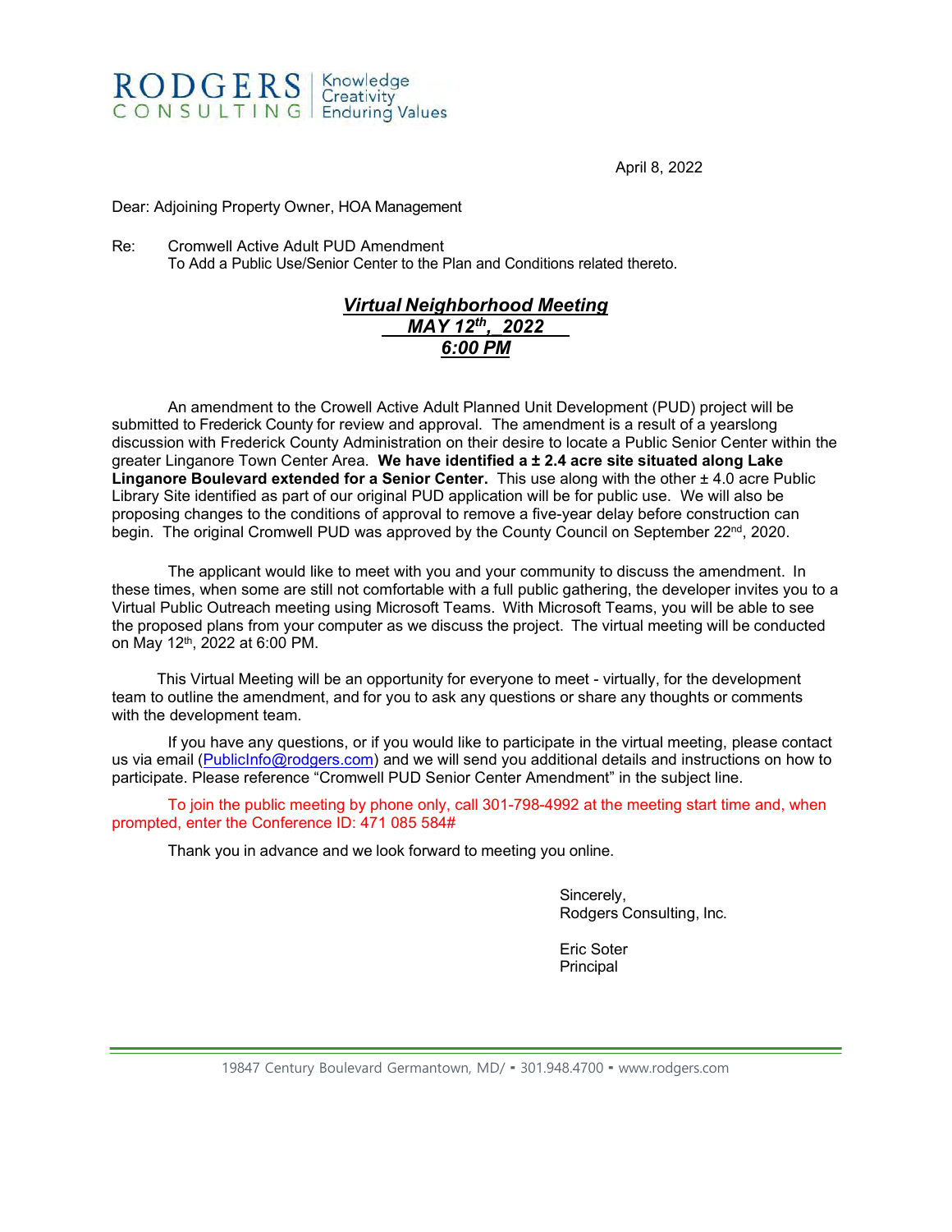RODGERS CONSULTING | Knowledge Creativity Enduring Values

April 8, 2022

Dear: Adjoining Property Owner, HOA Management

Re: Cromwell Active Adult PUD Amendment
To Add a Public Use/Senior Center to the Plan and Conditions related thereto.

***Virtual Neighborhood Meeting***
***MAY 12th, 2022***
***6:00 PM***

An amendment to the Crowell Active Adult Planned Unit Development (PUD) project will be submitted to Frederick County for review and approval. The amendment is a result of a yearslong discussion with Frederick County Administration on their desire to locate a Public Senior Center within the greater Linganore Town Center Area. **We have identified a ± 2.4 acre site situated along Lake Linganore Boulevard extended for a Senior Center.** This use along with the other ± 4.0 acre Public Library Site identified as part of our original PUD application will be for public use. We will also be proposing changes to the conditions of approval to remove a five-year delay before construction can begin. The original Cromwell PUD was approved by the County Council on September 22nd, 2020.

The applicant would like to meet with you and your community to discuss the amendment. In these times, when some are still not comfortable with a full public gathering, the developer invites you to a Virtual Public Outreach meeting using Microsoft Teams. With Microsoft Teams, you will be able to see the proposed plans from your computer as we discuss the project. The virtual meeting will be conducted on May 12th, 2022 at 6:00 PM.

This Virtual Meeting will be an opportunity for everyone to meet - virtually, for the development team to outline the amendment, and for you to ask any questions or share any thoughts or comments with the development team.

If you have any questions, or if you would like to participate in the virtual meeting, please contact us via email (PublicInfo@rodgers.com) and we will send you additional details and instructions on how to participate. Please reference "Cromwell PUD Senior Center Amendment" in the subject line.

To join the public meeting by phone only, call 301-798-4992 at the meeting start time and, when prompted, enter the Conference ID: 471 085 584#

Thank you in advance and we look forward to meeting you online.

Sincerely,
Rodgers Consulting, Inc.

Eric Soter
Principal

19847 Century Boulevard Germantown, MD/ ▪ 301.948.4700 ▪ www.rodgers.com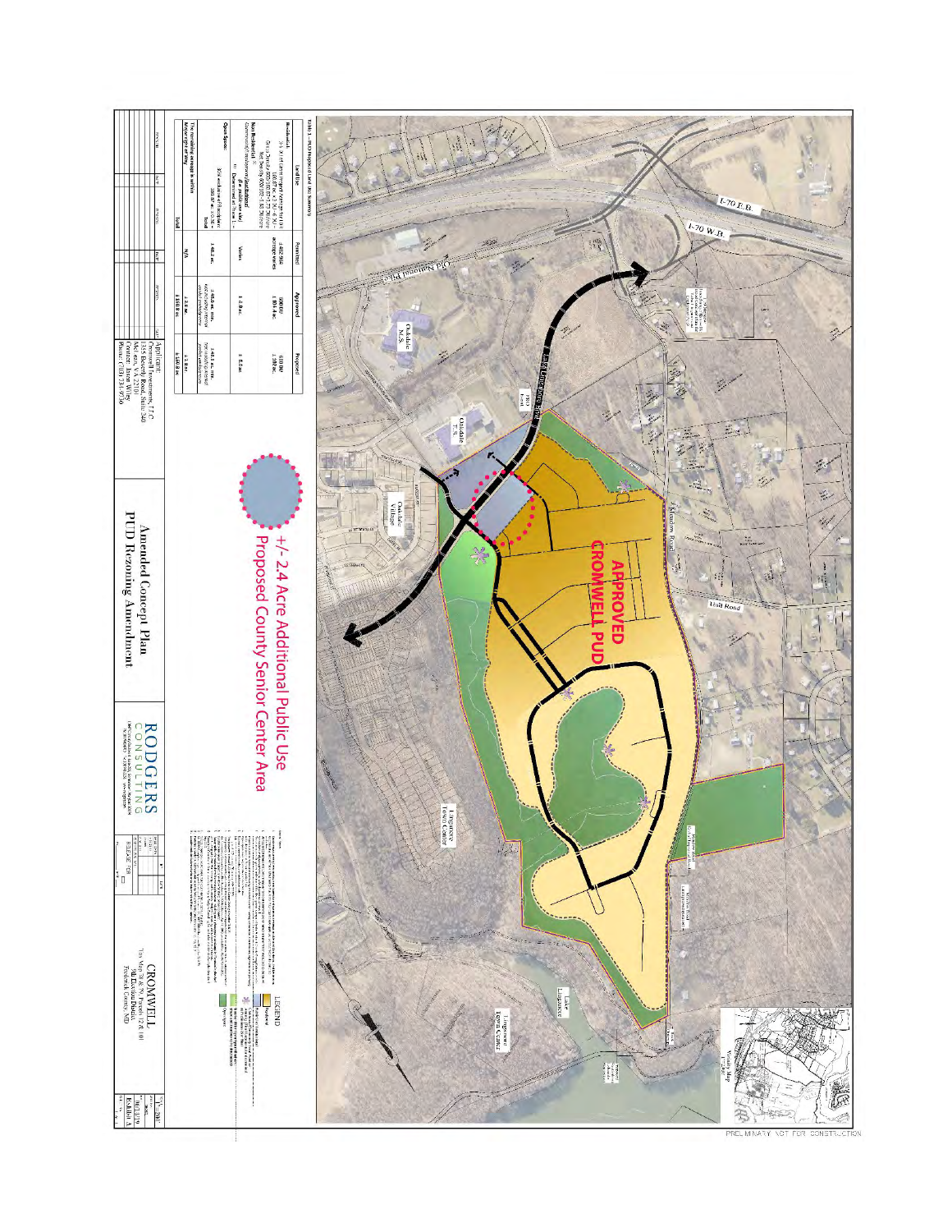APPROVED CROMWELL PUD

+/- 2.4 Acre Additional Public Use Proposed County Senior Center Area

Table 1 – PUD Proposed Land Use Summary

| Land Use | Permitted | Approved | Proposed |
|---|---|---|---|
| Residential | ±857 SFA, ±817 SFD | 600 DU | 600 DU |
| Non-Residential | Varies | ± 0.0 ac. | ± 0.0 ac. |
| Open Space | ±40.2 ac. | | |
| Total | N/A | ±160.8 ac. | ±160.8 ac. |

Applicant: Cromwell Investments, LLC

Amended Concept Plan

PUD Rezoning Amendment

RODGERS CONSULTING

CROMWELL

Tax Map 78 & 79, Parcels 12 & 101

Frederick County, MD

Exhibit A

LEGEND

PRELIMINARY NOT FOR CONSTRUCTION